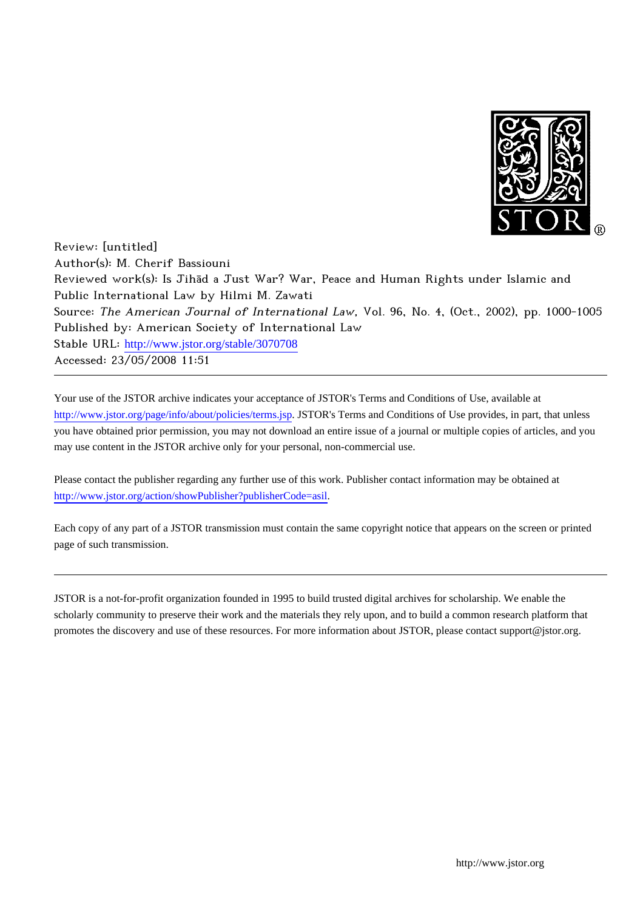Review: [untitled]
Author(s): M. Cherif Bassiouni
Reviewed work(s): Is Jihād a Just War? War, Peace and Human Rights under Islamic and Public International Law by Hilmi M. Zawati
Source: *The American Journal of International Law*, Vol. 96, No. 4, (Oct., 2002), pp. 1000-1005
Published by: American Society of International Law
Stable URL: http://www.jstor.org/stable/3070708
Accessed: 23/05/2008 11:51

---

Your use of the JSTOR archive indicates your acceptance of JSTOR's Terms and Conditions of Use, available at http://www.jstor.org/page/info/about/policies/terms.jsp. JSTOR's Terms and Conditions of Use provides, in part, that unless you have obtained prior permission, you may not download an entire issue of a journal or multiple copies of articles, and you may use content in the JSTOR archive only for your personal, non-commercial use.

Please contact the publisher regarding any further use of this work. Publisher contact information may be obtained at http://www.jstor.org/action/showPublisher?publisherCode=asil.

Each copy of any part of a JSTOR transmission must contain the same copyright notice that appears on the screen or printed page of such transmission.

---

JSTOR is a not-for-profit organization founded in 1995 to build trusted digital archives for scholarship. We enable the scholarly community to preserve their work and the materials they rely upon, and to build a common research platform that promotes the discovery and use of these resources. For more information about JSTOR, please contact support@jstor.org.

http://www.jstor.org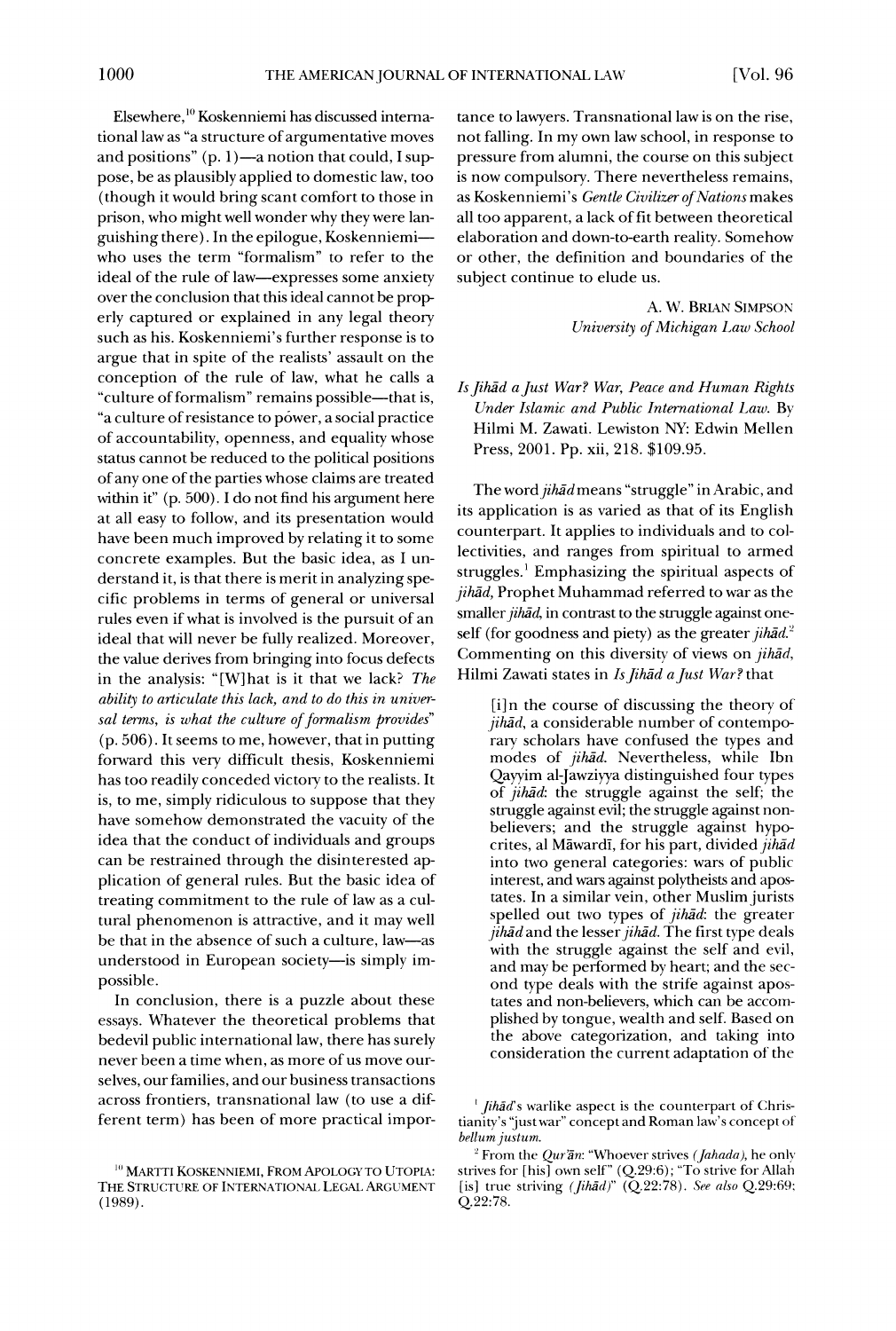Elsewhere,[10] Koskenniemi has discussed international law as "a structure of argumentative moves and positions" (p. 1)—a notion that could, I suppose, be as plausibly applied to domestic law, too (though it would bring scant comfort to those in prison, who might well wonder why they were languishing there). In the epilogue, Koskenniemi—who uses the term "formalism" to refer to the ideal of the rule of law—expresses some anxiety over the conclusion that this ideal cannot be properly captured or explained in any legal theory such as his. Koskenniemi's further response is to argue that in spite of the realists' assault on the conception of the rule of law, what he calls a "culture of formalism" remains possible—that is, "a culture of resistance to power, a social practice of accountability, openness, and equality whose status cannot be reduced to the political positions of any one of the parties whose claims are treated within it" (p. 500). I do not find his argument here at all easy to follow, and its presentation would have been much improved by relating it to some concrete examples. But the basic idea, as I understand it, is that there is merit in analyzing specific problems in terms of general or universal rules even if what is involved is the pursuit of an ideal that will never be fully realized. Moreover, the value derives from bringing into focus defects in the analysis: "[W]hat is it that we lack? *The ability to articulate this lack, and to do this in universal terms, is what the culture of formalism provides*" (p. 506). It seems to me, however, that in putting forward this very difficult thesis, Koskenniemi has too readily conceded victory to the realists. It is, to me, simply ridiculous to suppose that they have somehow demonstrated the vacuity of the idea that the conduct of individuals and groups can be restrained through the disinterested application of general rules. But the basic idea of treating commitment to the rule of law as a cultural phenomenon is attractive, and it may well be that in the absence of such a culture, law—as understood in European society—is simply impossible.

In conclusion, there is a puzzle about these essays. Whatever the theoretical problems that bedevil public international law, there has surely never been a time when, as more of us move ourselves, our families, and our business transactions across frontiers, transnational law (to use a different term) has been of more practical importance to lawyers. Transnational law is on the rise, not falling. In my own law school, in response to pressure from alumni, the course on this subject is now compulsory. There nevertheless remains, as Koskenniemi's *Gentle Civilizer of Nations* makes all too apparent, a lack of fit between theoretical elaboration and down-to-earth reality. Somehow or other, the definition and boundaries of the subject continue to elude us.

A. W. Brian Simpson
*University of Michigan Law School*

*Is Jihād a Just War? War, Peace and Human Rights Under Islamic and Public International Law*. By Hilmi M. Zawati. Lewiston NY: Edwin Mellen Press, 2001. Pp. xii, 218. $109.95.

The word *jihād* means "struggle" in Arabic, and its application is as varied as that of its English counterpart. It applies to individuals and to collectivities, and ranges from spiritual to armed struggles.[1] Emphasizing the spiritual aspects of *jihād*, Prophet Muhammad referred to war as the smaller *jihād*, in contrast to the struggle against oneself (for goodness and piety) as the greater *jihād*.[2] Commenting on this diversity of views on *jihād*, Hilmi Zawati states in *Is Jihād a Just War?* that

> [i]n the course of discussing the theory of *jihād*, a considerable number of contemporary scholars have confused the types and modes of *jihād*. Nevertheless, while Ibn Qayyim al-Jawziyya distinguished four types of *jihād*: the struggle against the self; the struggle against evil; the struggle against non-believers; and the struggle against hypocrites, al Māwardī, for his part, divided *jihād* into two general categories: wars of public interest, and wars against polytheists and apostates. In a similar vein, other Muslim jurists spelled out two types of *jihād*: the greater *jihād* and the lesser *jihād*. The first type deals with the struggle against the self and evil, and may be performed by heart; and the second type deals with the strife against apostates and non-believers, which can be accomplished by tongue, wealth and self. Based on the above categorization, and taking into consideration the current adaptation of the

[10] Martti Koskenniemi, From Apology to Utopia: The Structure of International Legal Argument (1989).

[1] *Jihād*'s warlike aspect is the counterpart of Christianity's "just war" concept and Roman law's concept of *bellum justum*.

[2] From the *Qur'ān*: "Whoever strives (*Jahada*), he only strives for [his] own self" (Q.29:6); "To strive for Allah [is] true striving (*Jihād*)" (Q.22:78). *See also* Q.29:69; Q.22:78.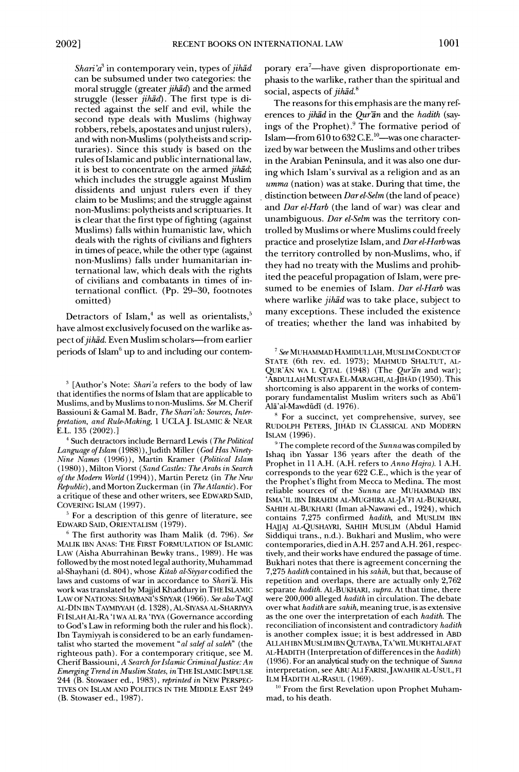*Shari'a*[3] in contemporary vein, types of *jihād* can be subsumed under two categories: the moral struggle (greater *jihād*) and the armed struggle (lesser *jihād*). The first type is directed against the self and evil, while the second type deals with Muslims (highway robbers, rebels, apostates and unjust rulers), and with non-Muslims (polytheists and scripturaries). Since this study is based on the rules of Islamic and public international law, it is best to concentrate on the armed *jihād*; which includes the struggle against Muslim dissidents and unjust rulers even if they claim to be Muslims; and the struggle against non-Muslims: polytheists and scripturaries. It is clear that the first type of fighting (against Muslims) falls within humanistic law, which deals with the rights of civilians and fighters in times of peace, while the other type (against non-Muslims) falls under humanitarian international law, which deals with the rights of civilians and combatants in times of international conflict. (Pp. 29–30, footnotes omitted)

Detractors of Islam,[4] as well as orientalists,[5] have almost exclusively focused on the warlike aspect of *jihād*. Even Muslim scholars—from earlier periods of Islam[6] up to and including our contemporary era[7]—have given disproportionate emphasis to the warlike, rather than the spiritual and social, aspects of *jihād*.[8]

The reasons for this emphasis are the many references to *jihād* in the *Qur'ān* and the *hadith* (sayings of the Prophet).[9] The formative period of Islam—from 610 to 632 C.E.[10]—was one characterized by war between the Muslims and other tribes in the Arabian Peninsula, and it was also one during which Islam's survival as a religion and as an *umma* (nation) was at stake. During that time, the distinction between *Dar el-Selm* (the land of peace) and *Dar el-Harb* (the land of war) was clear and unambiguous. *Dar el-Selm* was the territory controlled by Muslims or where Muslims could freely practice and proselytize Islam, and *Dar el-Harb* was the territory controlled by non-Muslims, who, if they had no treaty with the Muslims and prohibited the peaceful propagation of Islam, were presumed to be enemies of Islam. *Dar el-Harb* was where warlike *jihād* was to take place, subject to many exceptions. These included the existence of treaties; whether the land was inhabited by

---

[3] [Author's Note: *Shari'a* refers to the body of law that identifies the norms of Islam that are applicable to Muslims, and by Muslims to non-Muslims. *See* M. Cherif Bassiouni & Gamal M. Badr, *The Shari'ah: Sources, Interpretation, and Rule-Making*, 1 UCLA J. ISLAMIC & NEAR E.L. 135 (2002).]

[4] Such detractors include Bernard Lewis (*The Political Language of Islam* (1988)), Judith Miller (*God Has Ninety-Nine Names* (1996)), Martin Kramer (*Political Islam* (1980)), Milton Viorst (*Sand Castles: The Arabs in Search of the Modern World* (1994)), Martin Peretz (in *The New Republic*), and Morton Zuckerman (in *The Atlantic*). For a critique of these and other writers, see EDWARD SAID, COVERING ISLAM (1997).

[5] For a description of this genre of literature, see EDWARD SAID, ORIENTALISM (1979).

[6] The first authority was Iham Malik (d. 796). *See* MALIK IBN ANAS: THE FIRST FORMULATION OF ISLAMIC LAW (Aisha Aburrahinan Bewky trans., 1989). He was followed by the most noted legal authority, Muhammad al-Shayhani (d. 804), whose *Kitab al-Siyyar* codified the laws and customs of war in accordance to *Shari'ā*. His work was translated by Majjid Khaddury in THE ISLAMIC LAW OF NATIONS: SHAYBANI'S SIYYAR (1966). *See also* TAQI AL-DĪN IBN TAYMIYYAH (d. 1328), AL-SIYASA AL-SHARIYYA FI ISLAH AL-RA 'I WA AL RA 'IYYA (Governance according to God's Law in reforming both the ruler and his flock). Ibn Taymiyyah is considered to be an early fundamentalist who started the movement "*al salef al saleh*" (the righteous path). For a contemporary critique, see M. Cherif Bassiouni, *A Search for Islamic Criminal Justice: An Emerging Trend in Muslim States*, *in* THE ISLAMIC IMPULSE 244 (B. Stowaser ed., 1983), *reprinted in* NEW PERSPECTIVES ON ISLAM AND POLITICS IN THE MIDDLE EAST 249 (B. Stowaser ed., 1987).

[7] *See* MUHAMMAD HAMIDULLAH, MUSLIM CONDUCT OF STATE (6th rev. ed. 1973); MAHMUD SHALTUT, AL-QUR'ĀN WA L QITAL (1948) (The *Qur'ān* and war); 'ABDULLAH MUSTAFA EL-MARAGHI, AL-JIHĀD (1950). This shortcoming is also apparent in the works of contemporary fundamentalist Muslim writers such as Abū'l Alā'al-Mawdūdī (d. 1976).

[8] For a succinct, yet comprehensive, survey, see RUDOLPH PETERS, JIHĀD IN CLASSICAL AND MODERN ISLAM (1996).

[9] The complete record of the *Sunna* was compiled by Ishaq ibn Yassar 136 years after the death of the Prophet in 11 A.H. (A.H. refers to *Anno Hajra*). 1 A.H. corresponds to the year 622 C.E., which is the year of the Prophet's flight from Mecca to Medina. The most reliable sources of the *Sunna* are MUHAMMAD IBN ISMA'IL IBN IBRAHIM AL-MUGHIRA AL-JA'FI AL-BUKHARI, SAHIH AL-BUKHARI (Iman al-Nawawi ed., 1924), which contains 7,275 confirmed *hadith*, and MUSLIM IBN HAJJAJ AL-QUSHAYRI, SAHIH MUSLIM (Abdul Hamid Siddiqui trans., n.d.). Bukhari and Muslim, who were contemporaries, died in A.H. 257 and A.H. 261, respectively, and their works have endured the passage of time. Bukhari notes that there is agreement concerning the 7,275 *hadith* contained in his *sahih*, but that, because of repetition and overlaps, there are actually only 2,762 separate *hadith*. AL-BUKHARI, *supra*. At that time, there were 200,000 alleged *hadith* in circulation. The debate over what *hadith* are *sahih*, meaning true, is as extensive as the one over the interpretation of each *hadith*. The reconciliation of inconsistent and contradictory *hadith* is another complex issue; it is best addressed in ABD ALLAH IBN MUSLIM IBN QUTAYBA, TA'WIL MUKHTALAFAT AL-HADITH (Interpretation of differences in the *hadith*) (1936). For an analytical study on the technique of *Sunna* interpretation, see ABU ALI FARISI, JAWAHIR AL-USUL, FI ILM HADITH AL-RASUL (1969).

[10] From the first Revelation upon Prophet Muhammad, to his death.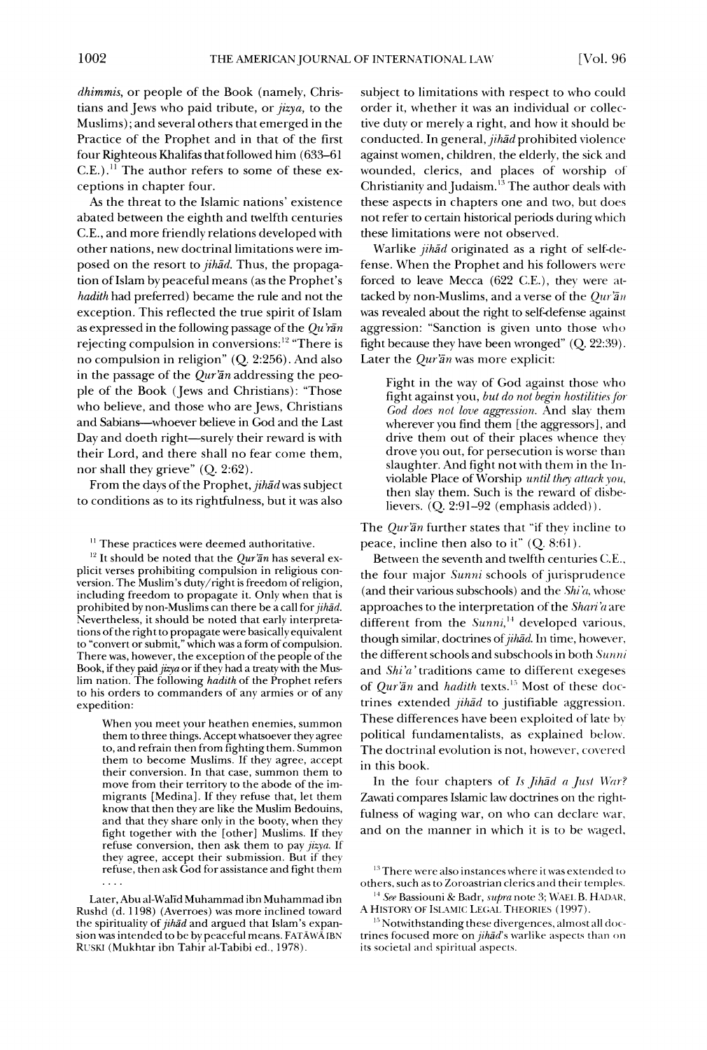*dhimmis*, or people of the Book (namely, Christians and Jews who paid tribute, or *jizya*, to the Muslims); and several others that emerged in the Practice of the Prophet and in that of the first four Righteous Khalifas that followed him (633–61 C.E.).[11] The author refers to some of these exceptions in chapter four.

As the threat to the Islamic nations' existence abated between the eighth and twelfth centuries C.E., and more friendly relations developed with other nations, new doctrinal limitations were imposed on the resort to *jihād*. Thus, the propagation of Islam by peaceful means (as the Prophet's *hadith* had preferred) became the rule and not the exception. This reflected the true spirit of Islam as expressed in the following passage of the *Qu'rān* rejecting compulsion in conversions:[12] "There is no compulsion in religion" (Q. 2:256). And also in the passage of the *Qur'ān* addressing the people of the Book (Jews and Christians): "Those who believe, and those who are Jews, Christians and Sabians—whoever believe in God and the Last Day and doeth right—surely their reward is with their Lord, and there shall no fear come them, nor shall they grieve" (Q. 2:62).

From the days of the Prophet, *jihād* was subject to conditions as to its rightfulness, but it was also subject to limitations with respect to who could order it, whether it was an individual or collective duty or merely a right, and how it should be conducted. In general, *jihād* prohibited violence against women, children, the elderly, the sick and wounded, clerics, and places of worship of Christianity and Judaism.[13] The author deals with these aspects in chapters one and two, but does not refer to certain historical periods during which these limitations were not observed.

Warlike *jihād* originated as a right of self-defense. When the Prophet and his followers were forced to leave Mecca (622 C.E.), they were attacked by non-Muslims, and a verse of the *Qur'ān* was revealed about the right to self-defense against aggression: "Sanction is given unto those who fight because they have been wronged" (Q. 22:39). Later the *Qur'ān* was more explicit:

> Fight in the way of God against those who fight against you, *but do not begin hostilities for God does not love aggression*. And slay them wherever you find them [the aggressors], and drive them out of their places whence they drove you out, for persecution is worse than slaughter. And fight not with them in the Inviolable Place of Worship *until they attack you*, then slay them. Such is the reward of disbelievers. (Q. 2:91–92 (emphasis added)).

The *Qur'ān* further states that "if they incline to peace, incline then also to it" (Q. 8:61).

Between the seventh and twelfth centuries C.E., the four major *Sunni* schools of jurisprudence (and their various subschools) and the *Shi'a*, whose approaches to the interpretation of the *Shari'a* are different from the *Sunni*,[14] developed various, though similar, doctrines of *jihād*. In time, however, the different schools and subschools in both *Sunni* and *Shi'a'* traditions came to different exegeses of *Qur'ān* and *hadith* texts.[15] Most of these doctrines extended *jihād* to justifiable aggression. These differences have been exploited of late by political fundamentalists, as explained below. The doctrinal evolution is not, however, covered in this book.

In the four chapters of *Is Jihād a Just War?* Zawati compares Islamic law doctrines on the rightfulness of waging war, on who can declare war, and on the manner in which it is to be waged,

---

[11] These practices were deemed authoritative.

[12] It should be noted that the *Qur'ān* has several explicit verses prohibiting compulsion in religious conversion. The Muslim's duty/right is freedom of religion, including freedom to propagate it. Only when that is prohibited by non-Muslims can there be a call for *jihād*. Nevertheless, it should be noted that early interpretations of the right to propagate were basically equivalent to "convert or submit," which was a form of compulsion. There was, however, the exception of the people of the Book, if they paid *jizya* or if they had a treaty with the Muslim nation. The following *hadith* of the Prophet refers to his orders to commanders of any armies or of any expedition:

> When you meet your heathen enemies, summon them to three things. Accept whatsoever they agree to, and refrain then from fighting them. Summon them to become Muslims. If they agree, accept their conversion. In that case, summon them to move from their territory to the abode of the immigrants [Medina]. If they refuse that, let them know that then they are like the Muslim Bedouins, and that they share only in the booty, when they fight together with the [other] Muslims. If they refuse conversion, then ask them to pay *jizya*. If they agree, accept their submission. But if they refuse, then ask God for assistance and fight them . . . .

Later, Abu al-Walīd Muhammad ibn Muhammad ibn Rushd (d. 1198) (Averroes) was more inclined toward the spirituality of *jihād* and argued that Islam's expansion was intended to be by peaceful means. FATĀWĀ IBN RUSKI (Mukhtar ibn Tahir al-Tabibi ed., 1978).

[13] There were also instances where it was extended to others, such as to Zoroastrian clerics and their temples.

[14] *See* Bassiouni & Badr, *supra* note 3; WAEL B. HADAR, A HISTORY OF ISLAMIC LEGAL THEORIES (1997).

[15] Notwithstanding these divergences, almost all doctrines focused more on *jihād*'s warlike aspects than on its societal and spiritual aspects.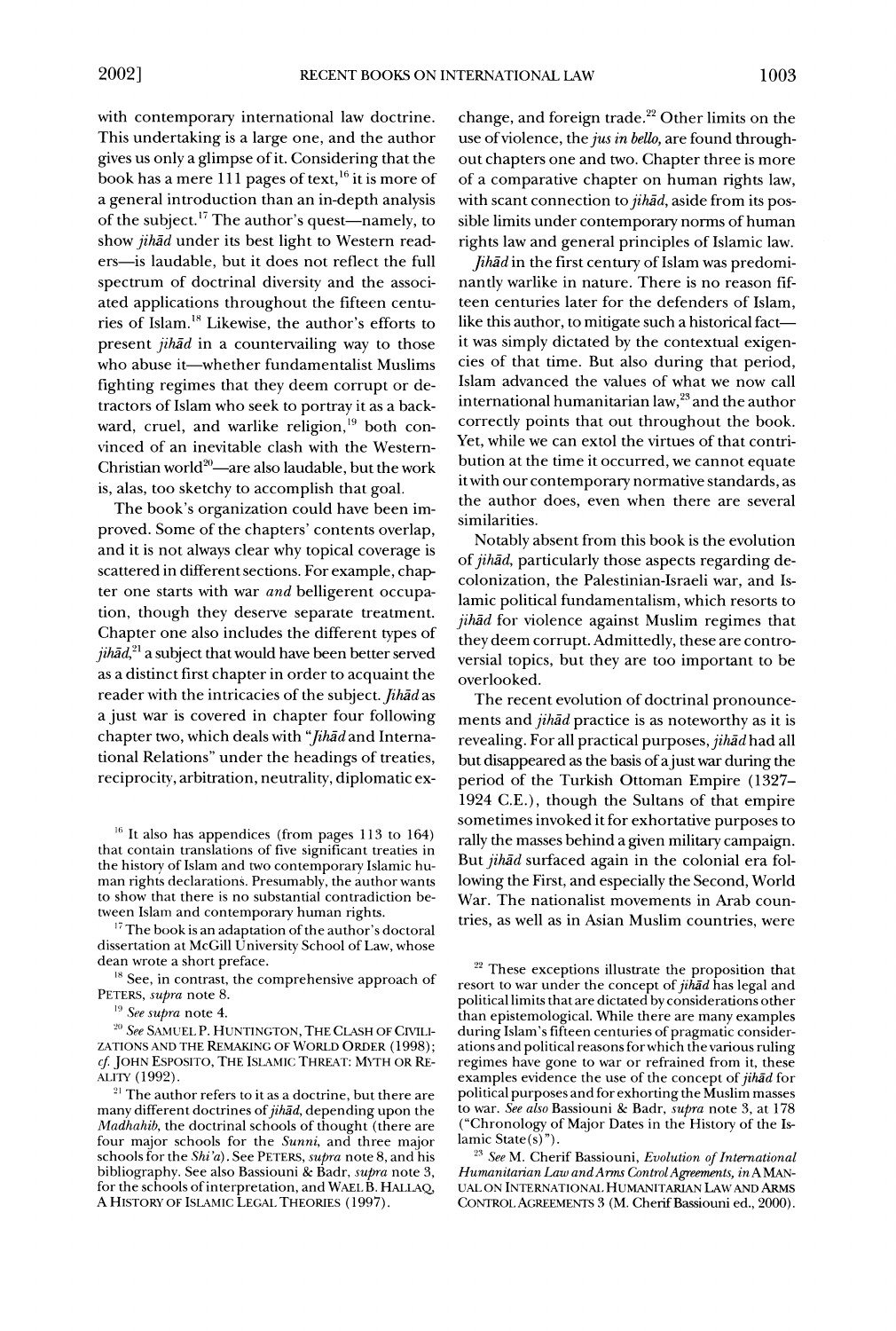with contemporary international law doctrine. This undertaking is a large one, and the author gives us only a glimpse of it. Considering that the book has a mere 111 pages of text,[16] it is more of a general introduction than an in-depth analysis of the subject.[17] The author's quest—namely, to show *jihād* under its best light to Western readers—is laudable, but it does not reflect the full spectrum of doctrinal diversity and the associated applications throughout the fifteen centuries of Islam.[18] Likewise, the author's efforts to present *jihād* in a countervailing way to those who abuse it—whether fundamentalist Muslims fighting regimes that they deem corrupt or detractors of Islam who seek to portray it as a backward, cruel, and warlike religion,[19] both convinced of an inevitable clash with the Western-Christian world[20]—are also laudable, but the work is, alas, too sketchy to accomplish that goal.

The book's organization could have been improved. Some of the chapters' contents overlap, and it is not always clear why topical coverage is scattered in different sections. For example, chapter one starts with war *and* belligerent occupation, though they deserve separate treatment. Chapter one also includes the different types of *jihād*,[21] a subject that would have been better served as a distinct first chapter in order to acquaint the reader with the intricacies of the subject. *Jihād* as a just war is covered in chapter four following chapter two, which deals with "*Jihād* and International Relations" under the headings of treaties, reciprocity, arbitration, neutrality, diplomatic exchange, and foreign trade.[22] Other limits on the use of violence, the *jus in bello*, are found throughout chapters one and two. Chapter three is more of a comparative chapter on human rights law, with scant connection to *jihād*, aside from its possible limits under contemporary norms of human rights law and general principles of Islamic law.

*Jihād* in the first century of Islam was predominantly warlike in nature. There is no reason fifteen centuries later for the defenders of Islam, like this author, to mitigate such a historical fact—it was simply dictated by the contextual exigencies of that time. But also during that period, Islam advanced the values of what we now call international humanitarian law,[23] and the author correctly points that out throughout the book. Yet, while we can extol the virtues of that contribution at the time it occurred, we cannot equate it with our contemporary normative standards, as the author does, even when there are several similarities.

Notably absent from this book is the evolution of *jihād*, particularly those aspects regarding decolonization, the Palestinian-Israeli war, and Islamic political fundamentalism, which resorts to *jihād* for violence against Muslim regimes that they deem corrupt. Admittedly, these are controversial topics, but they are too important to be overlooked.

The recent evolution of doctrinal pronouncements and *jihād* practice is as noteworthy as it is revealing. For all practical purposes, *jihād* had all but disappeared as the basis of a just war during the period of the Turkish Ottoman Empire (1327–1924 C.E.), though the Sultans of that empire sometimes invoked it for exhortative purposes to rally the masses behind a given military campaign. But *jihād* surfaced again in the colonial era following the First, and especially the Second, World War. The nationalist movements in Arab countries, as well as in Asian Muslim countries, were

---

[16] It also has appendices (from pages 113 to 164) that contain translations of five significant treaties in the history of Islam and two contemporary Islamic human rights declarations. Presumably, the author wants to show that there is no substantial contradiction between Islam and contemporary human rights.

[17] The book is an adaptation of the author's doctoral dissertation at McGill University School of Law, whose dean wrote a short preface.

[18] See, in contrast, the comprehensive approach of PETERS, *supra* note 8.

[19] *See supra* note 4.

[20] *See* SAMUEL P. HUNTINGTON, THE CLASH OF CIVILIZATIONS AND THE REMAKING OF WORLD ORDER (1998); *cf.* JOHN ESPOSITO, THE ISLAMIC THREAT: MYTH OR REALITY (1992).

[21] The author refers to it as a doctrine, but there are many different doctrines of *jihād*, depending upon the *Madhahib*, the doctrinal schools of thought (there are four major schools for the *Sunni*, and three major schools for the *Shi'a*). See PETERS, *supra* note 8, and his bibliography. See also Bassiouni & Badr, *supra* note 3, for the schools of interpretation, and WAEL B. HALLAQ, A HISTORY OF ISLAMIC LEGAL THEORIES (1997).

[22] These exceptions illustrate the proposition that resort to war under the concept of *jihād* has legal and political limits that are dictated by considerations other than epistemological. While there are many examples during Islam's fifteen centuries of pragmatic considerations and political reasons for which the various ruling regimes have gone to war or refrained from it, these examples evidence the use of the concept of *jihād* for political purposes and for exhorting the Muslim masses to war. *See also* Bassiouni & Badr, *supra* note 3, at 178 ("Chronology of Major Dates in the History of the Islamic State(s)").

[23] *See* M. Cherif Bassiouni, *Evolution of International Humanitarian Law and Arms Control Agreements*, *in* A MANUAL ON INTERNATIONAL HUMANITARIAN LAW AND ARMS CONTROL AGREEMENTS 3 (M. Cherif Bassiouni ed., 2000).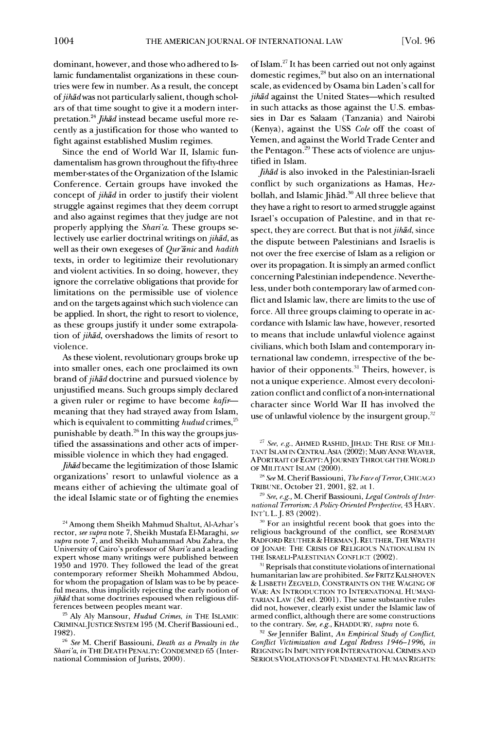dominant, however, and those who adhered to Islamic fundamentalist organizations in these countries were few in number. As a result, the concept of *jihād* was not particularly salient, though scholars of that time sought to give it a modern interpretation.[24] *Jihād* instead became useful more recently as a justification for those who wanted to fight against established Muslim regimes.

Since the end of World War II, Islamic fundamentalism has grown throughout the fifty-three member-states of the Organization of the Islamic Conference. Certain groups have invoked the concept of *jihād* in order to justify their violent struggle against regimes that they deem corrupt and also against regimes that they judge are not properly applying the *Sharī'a*. These groups selectively use earlier doctrinal writings on *jihād*, as well as their own exegeses of *Qur'ānic* and *hadith* texts, in order to legitimize their revolutionary and violent activities. In so doing, however, they ignore the correlative obligations that provide for limitations on the permissible use of violence and on the targets against which such violence can be applied. In short, the right to resort to violence, as these groups justify it under some extrapolation of *jihād*, overshadows the limits of resort to violence.

As these violent, revolutionary groups broke up into smaller ones, each one proclaimed its own brand of *jihād* doctrine and pursued violence by unjustified means. Such groups simply declared a given ruler or regime to have become *kafir*—meaning that they had strayed away from Islam, which is equivalent to committing *hudud* crimes,[25] punishable by death.[26] In this way the groups justified the assassinations and other acts of impermissible violence in which they had engaged.

*Jihād* became the legitimization of those Islamic organizations' resort to unlawful violence as a means either of achieving the ultimate goal of the ideal Islamic state or of fighting the enemies of Islam.[27] It has been carried out not only against domestic regimes,[28] but also on an international scale, as evidenced by Osama bin Laden's call for *jihād* against the United States—which resulted in such attacks as those against the U.S. embassies in Dar es Salaam (Tanzania) and Nairobi (Kenya), against the USS *Cole* off the coast of Yemen, and against the World Trade Center and the Pentagon.[29] These acts of violence are unjustified in Islam.

*Jihād* is also invoked in the Palestinian-Israeli conflict by such organizations as Hamas, Hezbollah, and Islamic Jihād.[30] All three believe that they have a right to resort to armed struggle against Israel's occupation of Palestine, and in that respect, they are correct. But that is not *jihād*, since the dispute between Palestinians and Israelis is not over the free exercise of Islam as a religion or over its propagation. It is simply an armed conflict concerning Palestinian independence. Nevertheless, under both contemporary law of armed conflict and Islamic law, there are limits to the use of force. All three groups claiming to operate in accordance with Islamic law have, however, resorted to means that include unlawful violence against civilians, which both Islam and contemporary international law condemn, irrespective of the behavior of their opponents.[31] Theirs, however, is not a unique experience. Almost every decolonization conflict and conflict of a non-international character since World War II has involved the use of unlawful violence by the insurgent group,[32]

---

[24] Among them Sheikh Mahmud Shaltut, Al-Azhar's rector, *see supra* note 7, Sheikh Mustafa El-Maraghi, *see supra* note 7, and Sheikh Muhammad Abu Zahra, the University of Cairo's professor of *Sharī'a* and a leading expert whose many writings were published between 1950 and 1970. They followed the lead of the great contemporary reformer Sheikh Mohammed Abdou, for whom the propagation of Islam was to be by peaceful means, thus implicitly rejecting the early notion of *jihād* that some doctrines espoused when religious differences between peoples meant war.

[25] Aly Aly Mansour, *Hudud Crimes*, *in* THE ISLAMIC CRIMINAL JUSTICE SYSTEM 195 (M. Cherif Bassiouni ed., 1982).

[26] *See* M. Cherif Bassiouni, *Death as a Penalty in the Sharī'a*, *in* THE DEATH PENALTY: CONDEMNED 65 (International Commission of Jurists, 2000).

[27] *See, e.g.*, AHMED RASHID, JIHAD: THE RISE OF MILITANT ISLAM IN CENTRAL ASIA (2002); MARY ANNE WEAVER, A PORTRAIT OF EGYPT: A JOURNEY THROUGH THE WORLD OF MILITANT ISLAM (2000).

[28] *See* M. Cherif Bassiouni, *The Face of Terror*, CHICAGO TRIBUNE, October 21, 2001, §2, at 1.

[29] *See, e.g.*, M. Cherif Bassiouni, *Legal Controls of International Terrorism: A Policy-Oriented Perspective*, 43 HARV. INT'L L. J. 83 (2002).

[30] For an insightful recent book that goes into the religious background of the conflict, see ROSEMARY RADFORD REUTHER & HERMAN J. REUTHER, THE WRATH OF JONAH: THE CRISIS OF RELIGIOUS NATIONALISM IN THE ISRAELI-PALESTINIAN CONFLICT (2002).

[31] Reprisals that constitute violations of international humanitarian law are prohibited. *See* FRITZ KALSHOVEN & LISBETH ZEGVELD, CONSTRAINTS ON THE WAGING OF WAR: AN INTRODUCTION TO INTERNATIONAL HUMANITARIAN LAW (3d ed. 2001). The same substantive rules did not, however, clearly exist under the Islamic law of armed conflict, although there are some constructions to the contrary. *See, e.g.*, KHADDURY, *supra* note 6.

[32] *See* Jennifer Balint, *An Empirical Study of Conflict, Conflict Victimization and Legal Redress 1946–1996*, *in* REIGNING IN IMPUNITY FOR INTERNATIONAL CRIMES AND SERIOUS VIOLATIONS OF FUNDAMENTAL HUMAN RIGHTS: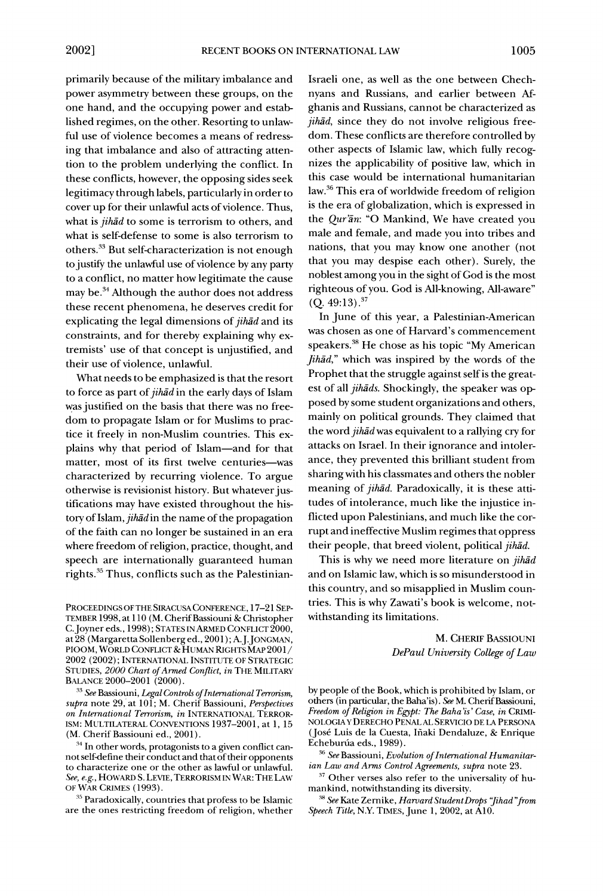primarily because of the military imbalance and power asymmetry between these groups, on the one hand, and the occupying power and established regimes, on the other. Resorting to unlawful use of violence becomes a means of redressing that imbalance and also of attracting attention to the problem underlying the conflict. In these conflicts, however, the opposing sides seek legitimacy through labels, particularly in order to cover up for their unlawful acts of violence. Thus, what is *jihād* to some is terrorism to others, and what is self-defense to some is also terrorism to others.[33] But self-characterization is not enough to justify the unlawful use of violence by any party to a conflict, no matter how legitimate the cause may be.[34] Although the author does not address these recent phenomena, he deserves credit for explicating the legal dimensions of *jihād* and its constraints, and for thereby explaining why extremists' use of that concept is unjustified, and their use of violence, unlawful.

What needs to be emphasized is that the resort to force as part of *jihād* in the early days of Islam was justified on the basis that there was no freedom to propagate Islam or for Muslims to practice it freely in non-Muslim countries. This explains why that period of Islam—and for that matter, most of its first twelve centuries—was characterized by recurring violence. To argue otherwise is revisionist history. But whatever justifications may have existed throughout the history of Islam, *jihād* in the name of the propagation of the faith can no longer be sustained in an era where freedom of religion, practice, thought, and speech are internationally guaranteed human rights.[35] Thus, conflicts such as the Palestinian-Israeli one, as well as the one between Chechnyans and Russians, and earlier between Afghanis and Russians, cannot be characterized as *jihād*, since they do not involve religious freedom. These conflicts are therefore controlled by other aspects of Islamic law, which fully recognizes the applicability of positive law, which in this case would be international humanitarian law.[36] This era of worldwide freedom of religion is the era of globalization, which is expressed in the *Qur'ān*: "O Mankind, We have created you male and female, and made you into tribes and nations, that you may know one another (not that you may despise each other). Surely, the noblest among you in the sight of God is the most righteous of you. God is All-knowing, All-aware" (Q. 49:13).[37]

In June of this year, a Palestinian-American was chosen as one of Harvard's commencement speakers.[38] He chose as his topic "My American *Jihād*," which was inspired by the words of the Prophet that the struggle against self is the greatest of all *jihāds*. Shockingly, the speaker was opposed by some student organizations and others, mainly on political grounds. They claimed that the word *jihād* was equivalent to a rallying cry for attacks on Israel. In their ignorance and intolerance, they prevented this brilliant student from sharing with his classmates and others the nobler meaning of *jihād*. Paradoxically, it is these attitudes of intolerance, much like the injustice inflicted upon Palestinians, and much like the corrupt and ineffective Muslim regimes that oppress their people, that breed violent, political *jihād*.

This is why we need more literature on *jihād* and on Islamic law, which is so misunderstood in this country, and so misapplied in Muslim countries. This is why Zawati's book is welcome, notwithstanding its limitations.

M. CHERIF BASSIOUNI
*DePaul University College of Law*

---

PROCEEDINGS OF THE SIRACUSA CONFERENCE, 17–21 SEPTEMBER 1998, at 110 (M. Cherif Bassiouni & Christopher C. Joyner eds., 1998); STATES IN ARMED CONFLICT 2000, at 28 (Margaretta Sollenberg ed., 2001); A. J. JONGMAN, PIOOM, WORLD CONFLICT & HUMAN RIGHTS MAP 2001/2002 (2002); INTERNATIONAL INSTITUTE OF STRATEGIC STUDIES, *2000 Chart of Armed Conflict*, *in* THE MILITARY BALANCE 2000–2001 (2000).

[33] *See* Bassiouni, *Legal Controls of International Terrorism*, *supra* note 29, at 101; M. Cherif Bassiouni, *Perspectives on International Terrorism*, *in* INTERNATIONAL TERRORISM: MULTILATERAL CONVENTIONS 1937–2001, at 1, 15 (M. Cherif Bassiouni ed., 2001).

[34] In other words, protagonists to a given conflict cannot self-define their conduct and that of their opponents to characterize one or the other as lawful or unlawful. *See, e.g.*, HOWARD S. LEVIE, TERRORISM IN WAR: THE LAW OF WAR CRIMES (1993).

[35] Paradoxically, countries that profess to be Islamic are the ones restricting freedom of religion, whether by people of the Book, which is prohibited by Islam, or others (in particular, the Baha'is). *See* M. Cherif Bassiouni, *Freedom of Religion in Egypt: The Baha'is' Case*, *in* CRIMINOLOGIA Y DERECHO PENAL AL SERVICIO DE LA PERSONA (José Luis de la Cuesta, Iñaki Dendaluze, & Enrique Echeburúa eds., 1989).

[36] *See* Bassiouni, *Evolution of International Humanitarian Law and Arms Control Agreements*, *supra* note 23.

[37] Other verses also refer to the universality of humankind, notwithstanding its diversity.

[38] *See* Kate Zernike, *Harvard Student Drops "Jihad" from Speech Title*, N.Y. TIMES, June 1, 2002, at A10.